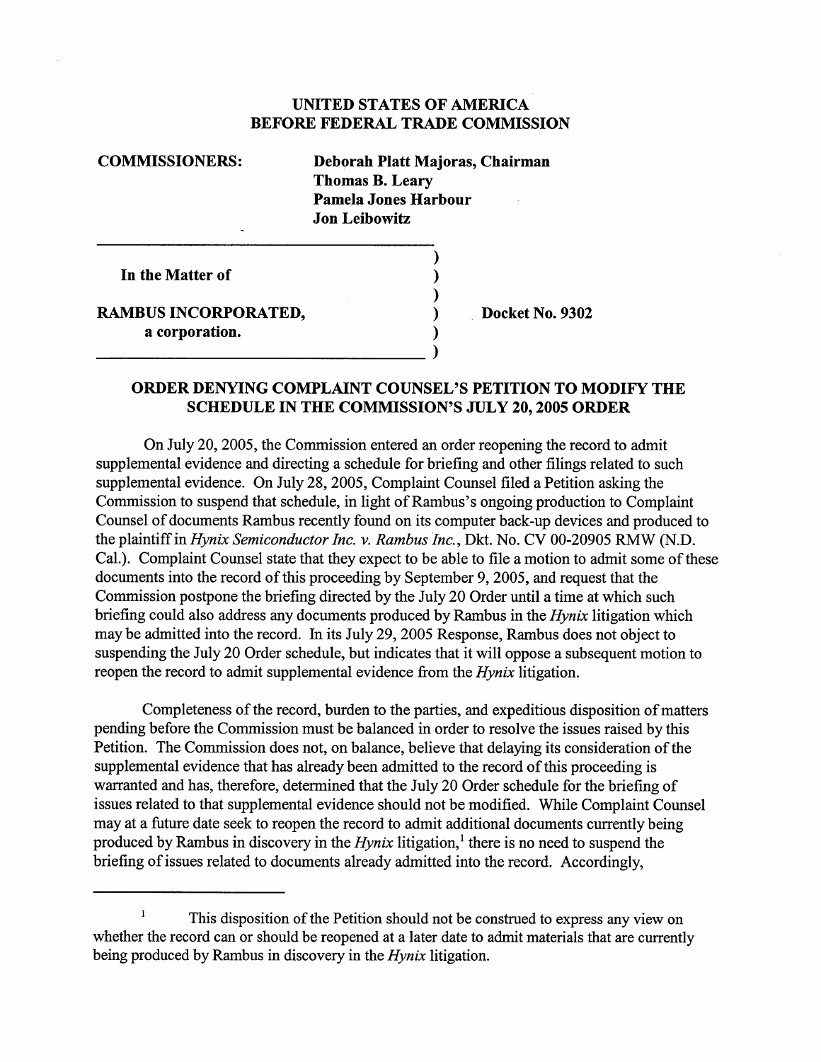**UNITED STATES OF AMERICA**
**BEFORE FEDERAL TRADE COMMISSION**

**COMMISSIONERS:** **Deborah Platt Majoras, Chairman**
**Thomas B. Leary**
**Pamela Jones Harbour**
**Jon Leibowitz**

**In the Matter of**

**RAMBUS INCORPORATED,**
**a corporation.**

**Docket No. 9302**

## ORDER DENYING COMPLAINT COUNSEL'S PETITION TO MODIFY THE SCHEDULE IN THE COMMISSION'S JULY 20, 2005 ORDER

On July 20, 2005, the Commission entered an order reopening the record to admit supplemental evidence and directing a schedule for briefing and other filings related to such supplemental evidence. On July 28, 2005, Complaint Counsel filed a Petition asking the Commission to suspend that schedule, in light of Rambus's ongoing production to Complaint Counsel of documents Rambus recently found on its computer back-up devices and produced to the plaintiff in *Hynix Semiconductor Inc. v. Rambus Inc.*, Dkt. No. CV 00-20905 RMW (N.D. Cal.). Complaint Counsel state that they expect to be able to file a motion to admit some of these documents into the record of this proceeding by September 9, 2005, and request that the Commission postpone the briefing directed by the July 20 Order until a time at which such briefing could also address any documents produced by Rambus in the *Hynix* litigation which may be admitted into the record. In its July 29, 2005 Response, Rambus does not object to suspending the July 20 Order schedule, but indicates that it will oppose a subsequent motion to reopen the record to admit supplemental evidence from the *Hynix* litigation.

Completeness of the record, burden to the parties, and expeditious disposition of matters pending before the Commission must be balanced in order to resolve the issues raised by this Petition. The Commission does not, on balance, believe that delaying its consideration of the supplemental evidence that has already been admitted to the record of this proceeding is warranted and has, therefore, determined that the July 20 Order schedule for the briefing of issues related to that supplemental evidence should not be modified. While Complaint Counsel may at a future date seek to reopen the record to admit additional documents currently being produced by Rambus in discovery in the *Hynix* litigation,[1] there is no need to suspend the briefing of issues related to documents already admitted into the record. Accordingly,

[1] This disposition of the Petition should not be construed to express any view on whether the record can or should be reopened at a later date to admit materials that are currently being produced by Rambus in discovery in the *Hynix* litigation.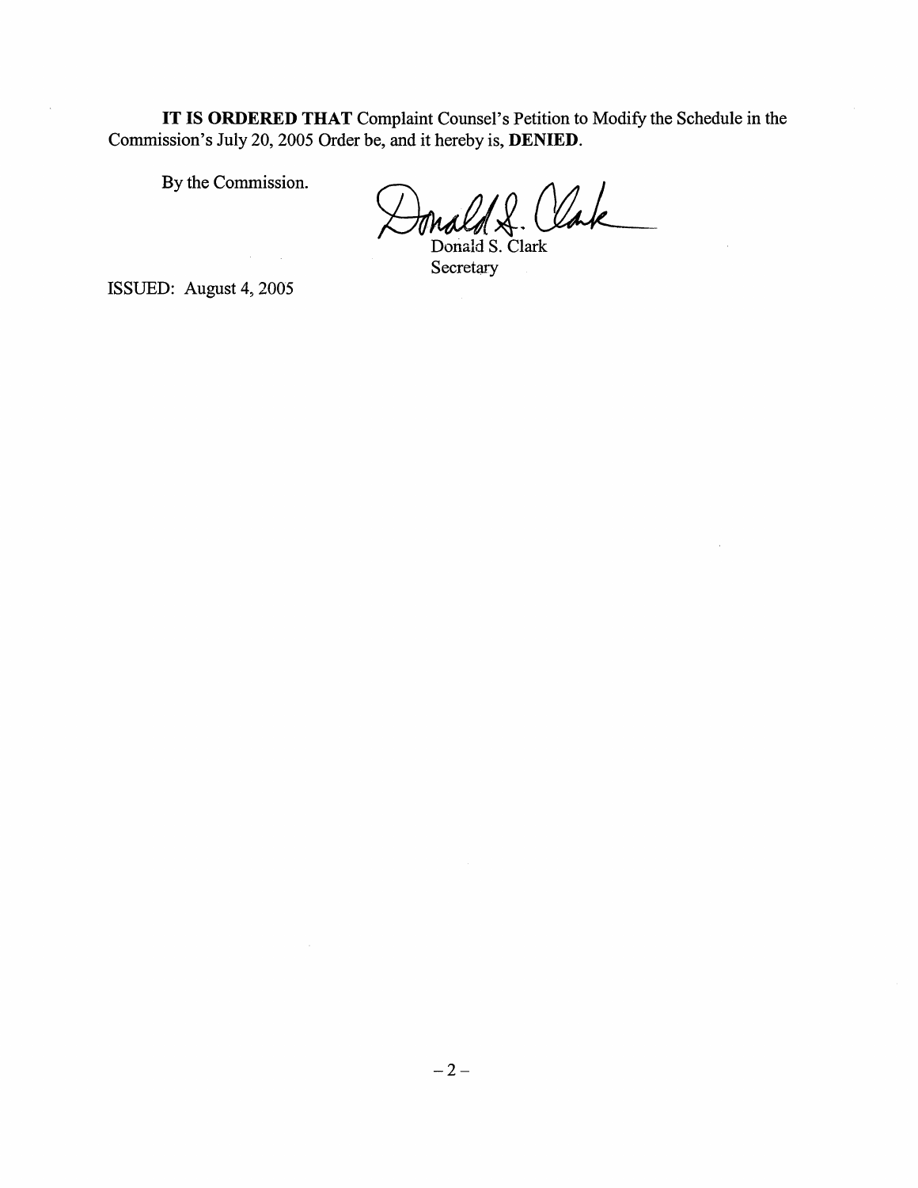**IT IS ORDERED THAT** Complaint Counsel's Petition to Modify the Schedule in the Commission's July 20, 2005 Order be, and it hereby is, **DENIED**.

By the Commission.

Donald S. Clark
Secretary

ISSUED: August 4, 2005